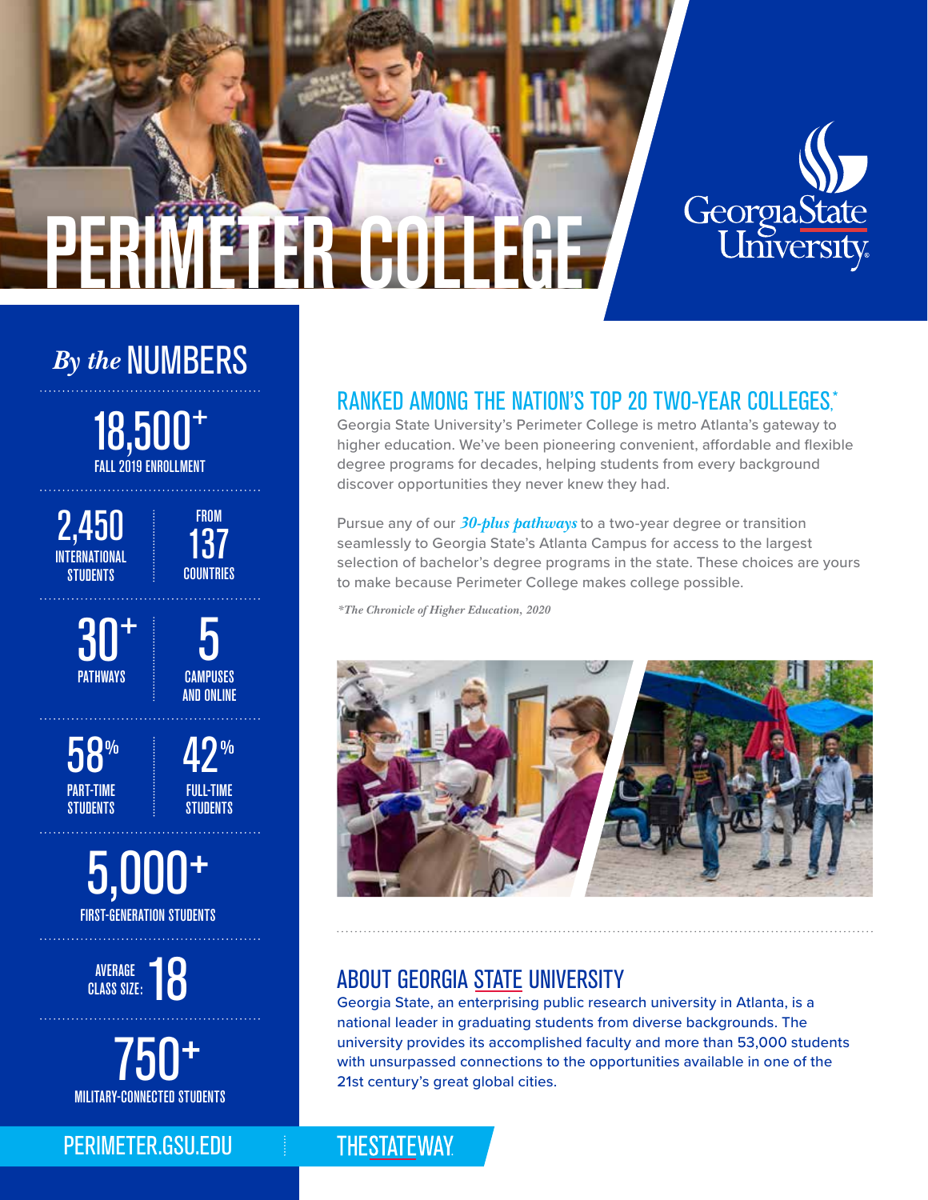# PERIMETER COLLEGE

Georgia State University

## *By the* NUMBERS

**18,500+**
FALL 2019 ENROLLMENT

**2,450**
INTERNATIONAL STUDENTS

FROM **137**
COUNTRIES

**30+**
PATHWAYS

**5**
CAMPUSES AND ONLINE

**58%**
PART-TIME STUDENTS

**42%**
FULL-TIME STUDENTS

**5,000+**
FIRST-GENERATION STUDENTS

AVERAGE CLASS SIZE: **18**

**750+**
MILITARY-CONNECTED STUDENTS

## RANKED AMONG THE NATION'S TOP 20 TWO-YEAR COLLEGES.*

Georgia State University's Perimeter College is metro Atlanta's gateway to higher education. We've been pioneering convenient, affordable and flexible degree programs for decades, helping students from every background discover opportunities they never knew they had.

Pursue any of our ***30-plus pathways*** to a two-year degree or transition seamlessly to Georgia State's Atlanta Campus for access to the largest selection of bachelor's degree programs in the state. These choices are yours to make because Perimeter College makes college possible.

*\*The Chronicle of Higher Education, 2020*

## ABOUT GEORGIA STATE UNIVERSITY

Georgia State, an enterprising public research university in Atlanta, is a national leader in graduating students from diverse backgrounds. The university provides its accomplished faculty and more than 53,000 students with unsurpassed connections to the opportunities available in one of the 21st century's great global cities.

PERIMETER.GSU.EDU | THESTATEWAY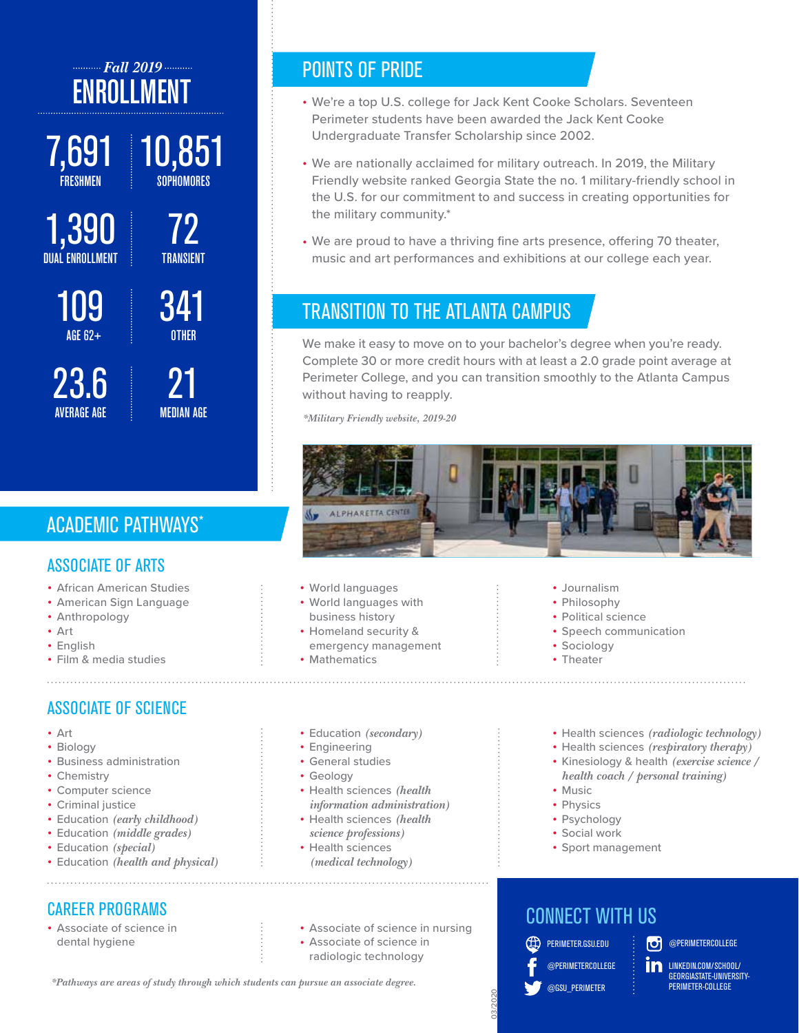*Fall 2019*

# ENROLLMENT

7,691
FRESHMEN

10,851
SOPHOMORES

1,390
DUAL ENROLLMENT

72
TRANSIENT

109
AGE 62+

341
OTHER

23.6
AVERAGE AGE

21
MEDIAN AGE

## POINTS OF PRIDE

- We're a top U.S. college for Jack Kent Cooke Scholars. Seventeen Perimeter students have been awarded the Jack Kent Cooke Undergraduate Transfer Scholarship since 2002.
- We are nationally acclaimed for military outreach. In 2019, the Military Friendly website ranked Georgia State the no. 1 military-friendly school in the U.S. for our commitment to and success in creating opportunities for the military community.*
- We are proud to have a thriving fine arts presence, offering 70 theater, music and art performances and exhibitions at our college each year.

## TRANSITION TO THE ATLANTA CAMPUS

We make it easy to move on to your bachelor's degree when you're ready. Complete 30 or more credit hours with at least a 2.0 grade point average at Perimeter College, and you can transition smoothly to the Atlanta Campus without having to reapply.

*\*Military Friendly website, 2019-20*

## ACADEMIC PATHWAYS*

### ASSOCIATE OF ARTS

- African American Studies
- American Sign Language
- Anthropology
- Art
- English
- Film & media studies
- World languages
- World languages with business history
- Homeland security & emergency management
- Mathematics
- Journalism
- Philosophy
- Political science
- Speech communication
- Sociology
- Theater

### ASSOCIATE OF SCIENCE

- Art
- Biology
- Business administration
- Chemistry
- Computer science
- Criminal justice
- Education *(early childhood)*
- Education *(middle grades)*
- Education *(special)*
- Education *(health and physical)*
- Education *(secondary)*
- Engineering
- General studies
- Geology
- Health sciences *(health information administration)*
- Health sciences *(health science professions)*
- Health sciences *(medical technology)*
- Health sciences *(radiologic technology)*
- Health sciences *(respiratory therapy)*
- Kinesiology & health *(exercise science / health coach / personal training)*
- Music
- Physics
- Psychology
- Social work
- Sport management

### CAREER PROGRAMS

- Associate of science in dental hygiene
- Associate of science in nursing
- Associate of science in radiologic technology

*\*Pathways are areas of study through which students can pursue an associate degree.*

## CONNECT WITH US

PERIMETER.GSU.EDU

@PERIMETERCOLLEGE

@GSU_PERIMETER

@PERIMETERCOLLEGE

LINKEDIN.COM/SCHOOL/GEORGIASTATE-UNIVERSITY-PERIMETER-COLLEGE

03/2020